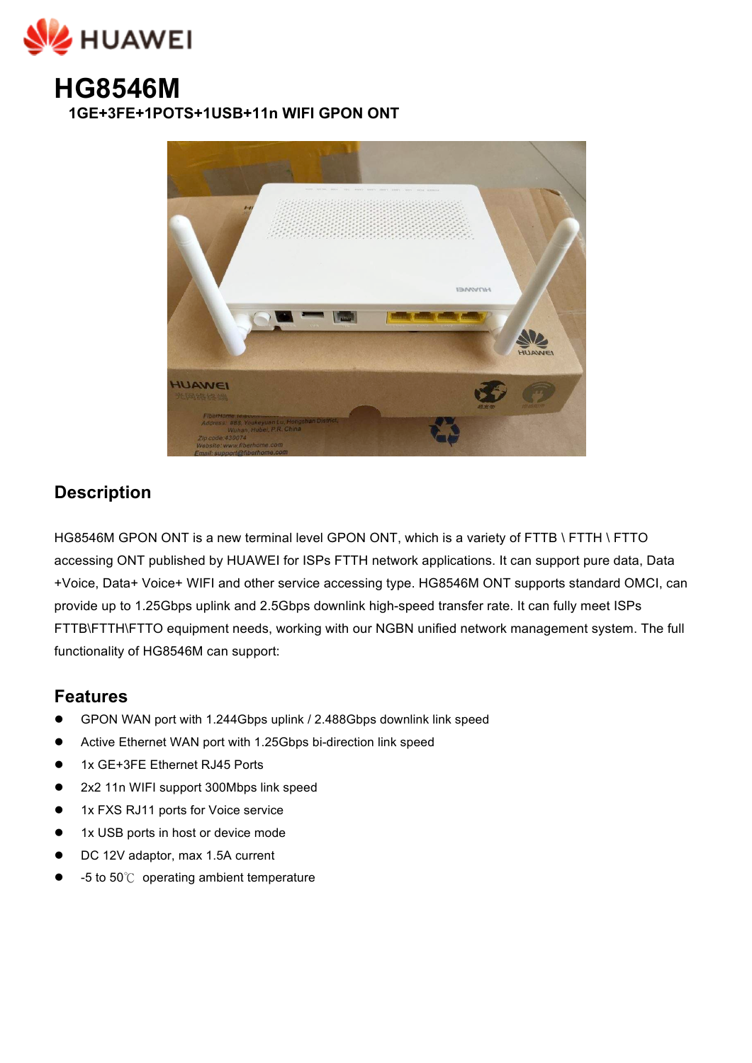# HG8546M

**1GE+3FE+1POTS+1USB+11n WIFI GPON ONT**

## Description

HG8546M GPON ONT is a new terminal level GPON ONT, which is a variety of FTTB \ FTTH \ FTTO accessing ONT published by HUAWEI for ISPs FTTH network applications. It can support pure data, Data +Voice, Data+ Voice+ WIFI and other service accessing type. HG8546M ONT supports standard OMCI, can provide up to 1.25Gbps uplink and 2.5Gbps downlink high-speed transfer rate. It can fully meet ISPs FTTB\FTTH\FTTO equipment needs, working with our NGBN unified network management system. The full functionality of HG8546M can support:

## Features

- GPON WAN port with 1.244Gbps uplink / 2.488Gbps downlink link speed
- Active Ethernet WAN port with 1.25Gbps bi-direction link speed
- 1x GE+3FE Ethernet RJ45 Ports
- 2x2 11n WIFI support 300Mbps link speed
- 1x FXS RJ11 ports for Voice service
- 1x USB ports in host or device mode
- DC 12V adaptor, max 1.5A current
- -5 to 50℃ operating ambient temperature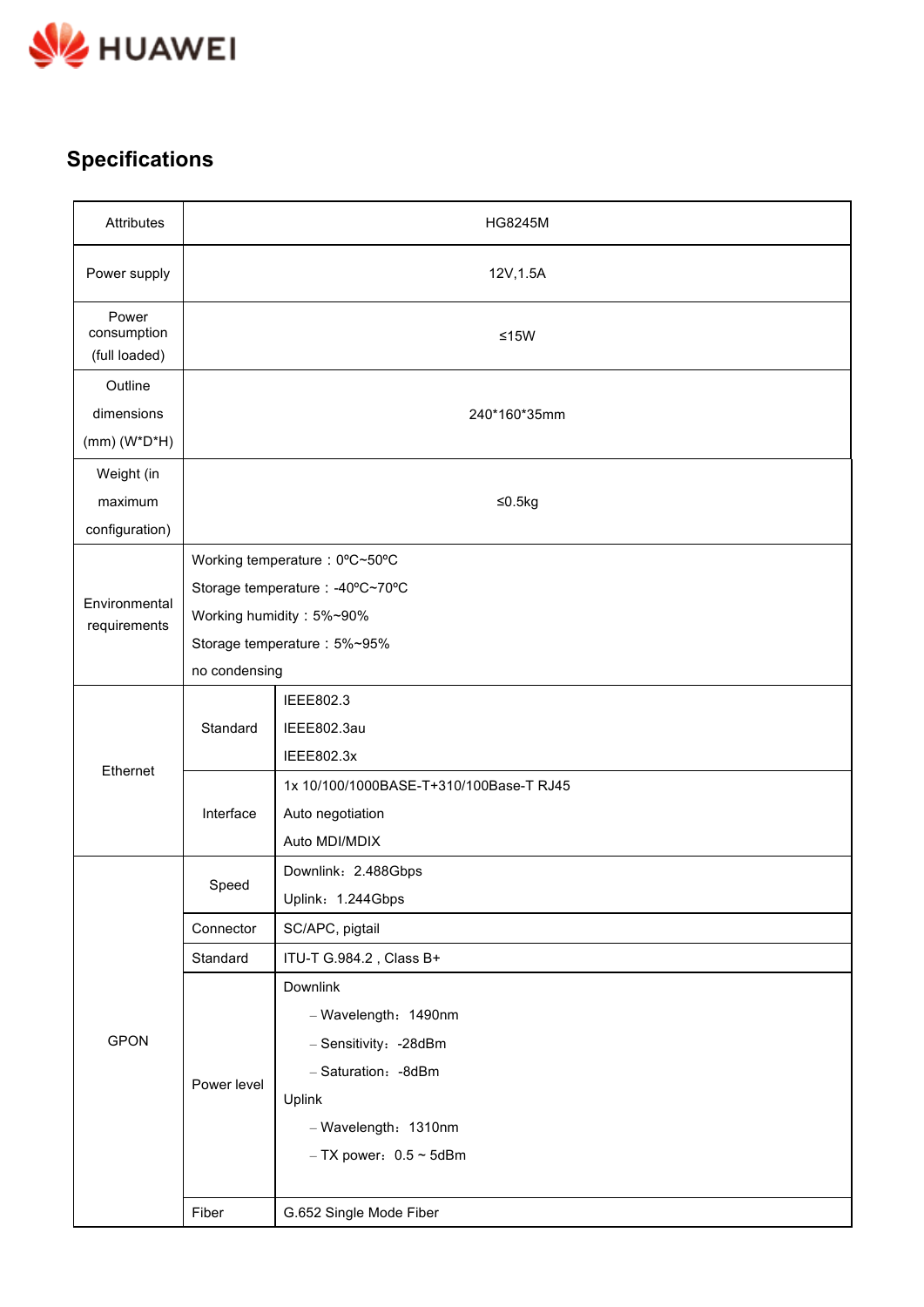## Specifications

| Attributes | | HG8245M |
|---|---|---|
| Power supply | | 12V,1.5A |
| Power consumption (full loaded) | | ≤15W |
| Outline dimensions (mm) (W*D*H) | | 240*160*35mm |
| Weight (in maximum configuration) | | ≤0.5kg |
| Environmental requirements | | Working temperature：0ºC~50ºC<br>Storage temperature：-40ºC~70ºC<br>Working humidity：5%~90%<br>Storage temperature：5%~95%<br>no condensing |
| Ethernet | Standard | IEEE802.3<br>IEEE802.3au<br>IEEE802.3x |
| | Interface | 1x 10/100/1000BASE-T+310/100Base-T RJ45<br>Auto negotiation<br>Auto MDI/MDIX |
| GPON | Speed | Downlink：2.488Gbps<br>Uplink：1.244Gbps |
| | Connector | SC/APC, pigtail |
| | Standard | ITU-T G.984.2 , Class B+ |
| | Power level | Downlink<br>– Wavelength：1490nm<br>– Sensitivity：-28dBm<br>– Saturation：-8dBm<br>Uplink<br>– Wavelength：1310nm<br>– TX power：0.5 ~ 5dBm |
| | Fiber | G.652 Single Mode Fiber |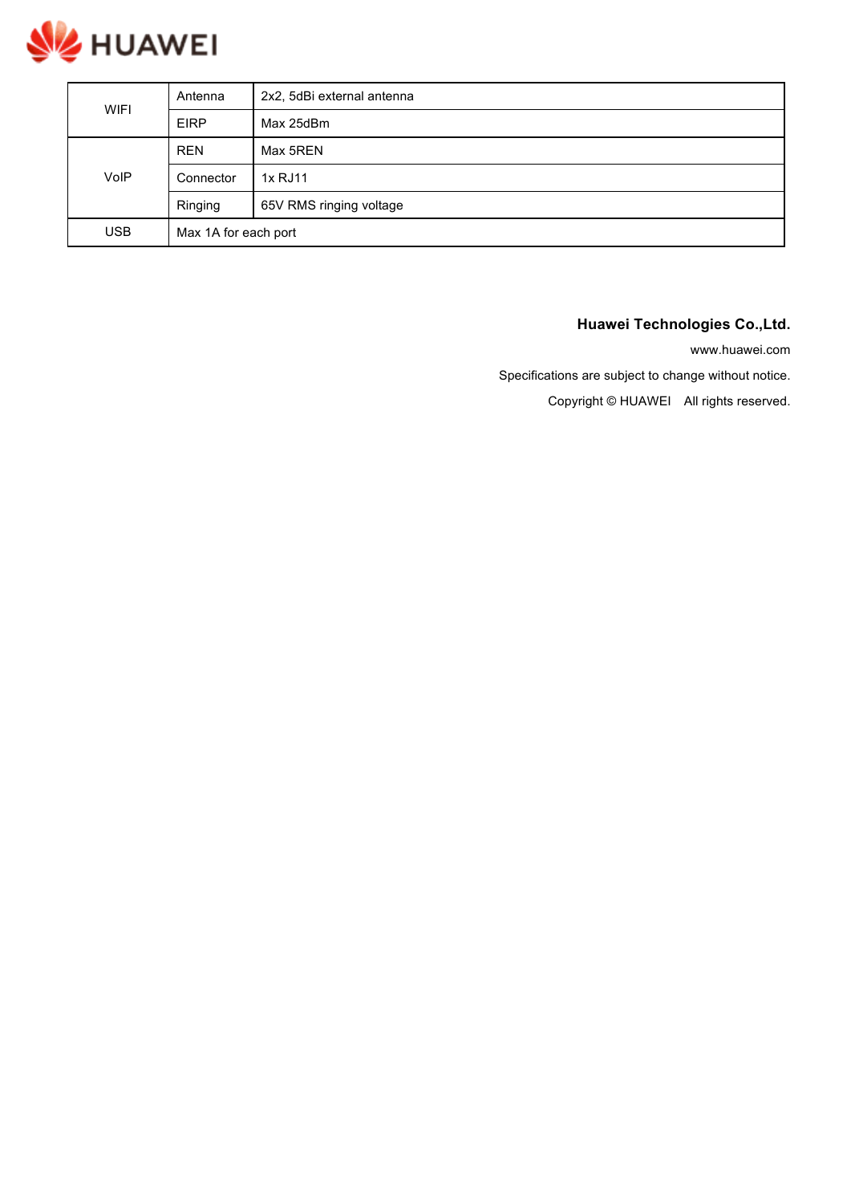| | | |
|---|---|---|
| WIFI | Antenna | 2x2, 5dBi external antenna |
| | EIRP | Max 25dBm |
| VoIP | REN | Max 5REN |
| | Connector | 1x RJ11 |
| | Ringing | 65V RMS ringing voltage |
| USB | Max 1A for each port | |

**Huawei Technologies Co.,Ltd.**

www.huawei.com

Specifications are subject to change without notice.

Copyright © HUAWEI All rights reserved.